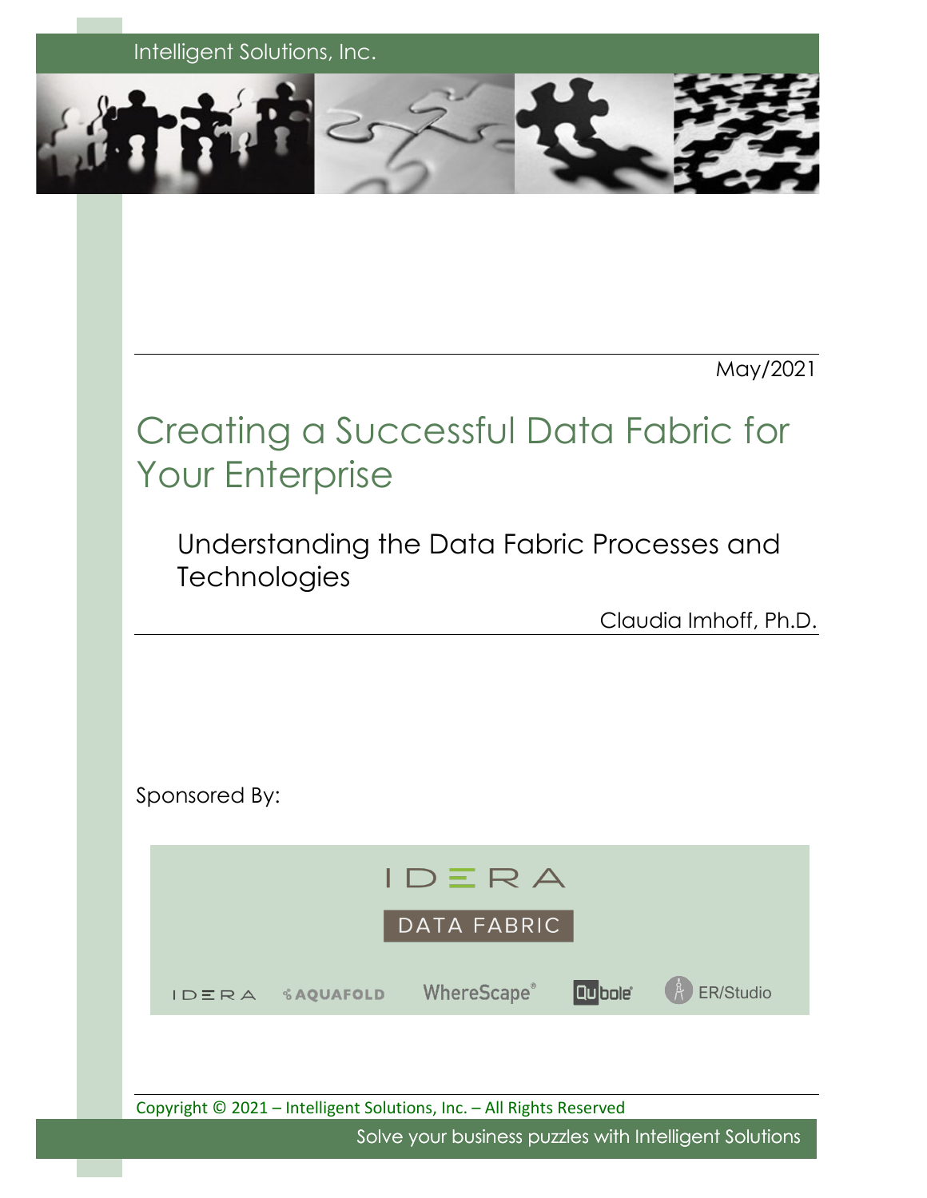Intelligent Solutions, Inc.

May/2021

# Creating a Successful Data Fabric for Your Enterprise

## Understanding the Data Fabric Processes and Technologies

Claudia Imhoff, Ph.D.

Sponsored By:

IDERA

DATA FABRIC

IDERA AQUAFOLD WhereScape® Qubole® ER/Studio

Copyright © 2021 – Intelligent Solutions, Inc. – All Rights Reserved

Solve your business puzzles with Intelligent Solutions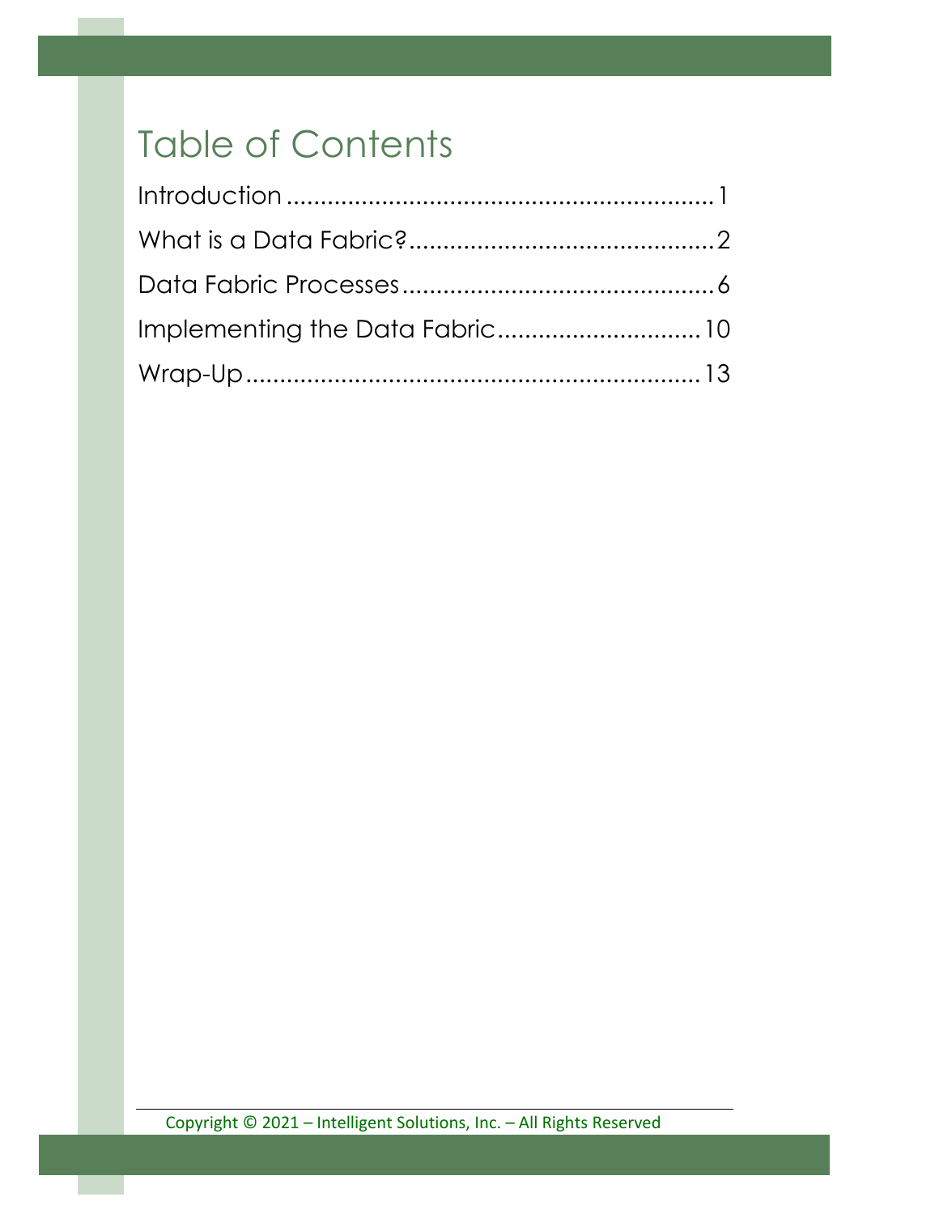# Table of Contents

Introduction ............................................................... 1

What is a Data Fabric? ............................................ 2

Data Fabric Processes ............................................. 6

Implementing the Data Fabric ............................. 10

Wrap-Up ................................................................... 13

Copyright © 2021 – Intelligent Solutions, Inc. – All Rights Reserved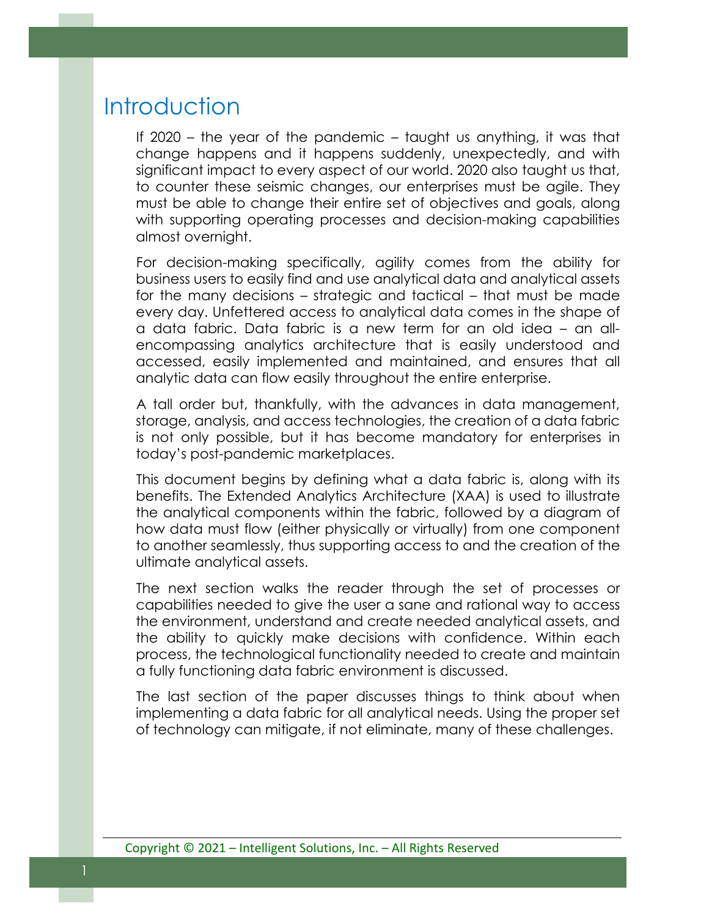# Introduction

If 2020 – the year of the pandemic – taught us anything, it was that change happens and it happens suddenly, unexpectedly, and with significant impact to every aspect of our world. 2020 also taught us that, to counter these seismic changes, our enterprises must be agile. They must be able to change their entire set of objectives and goals, along with supporting operating processes and decision-making capabilities almost overnight.

For decision-making specifically, agility comes from the ability for business users to easily find and use analytical data and analytical assets for the many decisions – strategic and tactical – that must be made every day. Unfettered access to analytical data comes in the shape of a data fabric. Data fabric is a new term for an old idea – an all-encompassing analytics architecture that is easily understood and accessed, easily implemented and maintained, and ensures that all analytic data can flow easily throughout the entire enterprise.

A tall order but, thankfully, with the advances in data management, storage, analysis, and access technologies, the creation of a data fabric is not only possible, but it has become mandatory for enterprises in today's post-pandemic marketplaces.

This document begins by defining what a data fabric is, along with its benefits. The Extended Analytics Architecture (XAA) is used to illustrate the analytical components within the fabric, followed by a diagram of how data must flow (either physically or virtually) from one component to another seamlessly, thus supporting access to and the creation of the ultimate analytical assets.

The next section walks the reader through the set of processes or capabilities needed to give the user a sane and rational way to access the environment, understand and create needed analytical assets, and the ability to quickly make decisions with confidence. Within each process, the technological functionality needed to create and maintain a fully functioning data fabric environment is discussed.

The last section of the paper discusses things to think about when implementing a data fabric for all analytical needs. Using the proper set of technology can mitigate, if not eliminate, many of these challenges.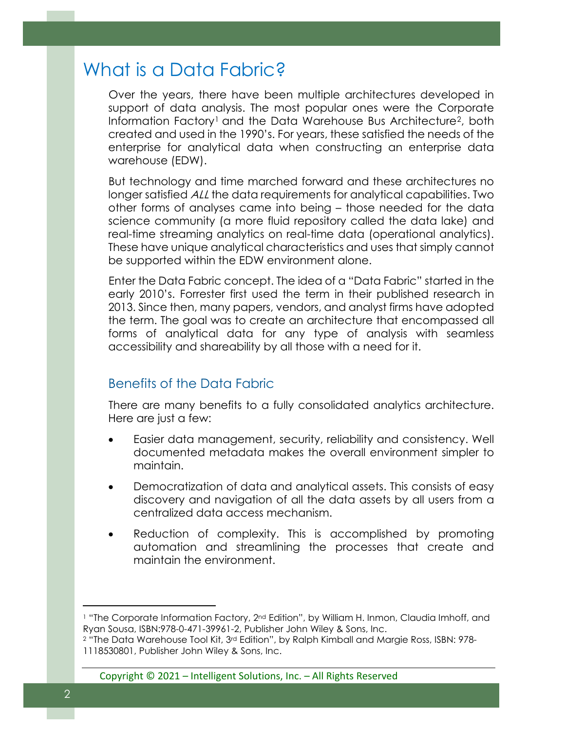# What is a Data Fabric?

Over the years, there have been multiple architectures developed in support of data analysis. The most popular ones were the Corporate Information Factory[1] and the Data Warehouse Bus Architecture[2], both created and used in the 1990's. For years, these satisfied the needs of the enterprise for analytical data when constructing an enterprise data warehouse (EDW).

But technology and time marched forward and these architectures no longer satisfied *ALL* the data requirements for analytical capabilities. Two other forms of analyses came into being – those needed for the data science community (a more fluid repository called the data lake) and real-time streaming analytics on real-time data (operational analytics). These have unique analytical characteristics and uses that simply cannot be supported within the EDW environment alone.

Enter the Data Fabric concept. The idea of a "Data Fabric" started in the early 2010's. Forrester first used the term in their published research in 2013. Since then, many papers, vendors, and analyst firms have adopted the term. The goal was to create an architecture that encompassed all forms of analytical data for any type of analysis with seamless accessibility and shareability by all those with a need for it.

## Benefits of the Data Fabric

There are many benefits to a fully consolidated analytics architecture. Here are just a few:

- Easier data management, security, reliability and consistency. Well documented metadata makes the overall environment simpler to maintain.
- Democratization of data and analytical assets. This consists of easy discovery and navigation of all the data assets by all users from a centralized data access mechanism.
- Reduction of complexity. This is accomplished by promoting automation and streamlining the processes that create and maintain the environment.

---

[1] "The Corporate Information Factory, 2nd Edition", by William H. Inmon, Claudia Imhoff, and Ryan Sousa, ISBN:978-0-471-39961-2, Publisher John Wiley & Sons, Inc.

[2] "The Data Warehouse Tool Kit, 3rd Edition", by Ralph Kimball and Margie Ross, ISBN: 978-1118530801, Publisher John Wiley & Sons, Inc.

Copyright © 2021 – Intelligent Solutions, Inc. – All Rights Reserved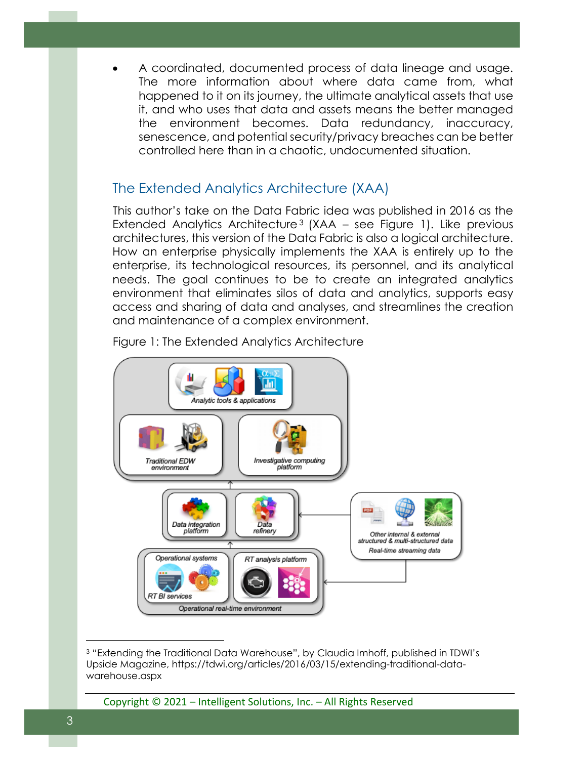- A coordinated, documented process of data lineage and usage. The more information about where data came from, what happened to it on its journey, the ultimate analytical assets that use it, and who uses that data and assets means the better managed the environment becomes. Data redundancy, inaccuracy, senescence, and potential security/privacy breaches can be better controlled here than in a chaotic, undocumented situation.

## The Extended Analytics Architecture (XAA)

This author's take on the Data Fabric idea was published in 2016 as the Extended Analytics Architecture[3] (XAA – see Figure 1). Like previous architectures, this version of the Data Fabric is also a logical architecture. How an enterprise physically implements the XAA is entirely up to the enterprise, its technological resources, its personnel, and its analytical needs. The goal continues to be to create an integrated analytics environment that eliminates silos of data and analytics, supports easy access and sharing of data and analyses, and streamlines the creation and maintenance of a complex environment.

Figure 1: The Extended Analytics Architecture

[3] "Extending the Traditional Data Warehouse", by Claudia Imhoff, published in TDWI's Upside Magazine, https://tdwi.org/articles/2016/03/15/extending-traditional-data-warehouse.aspx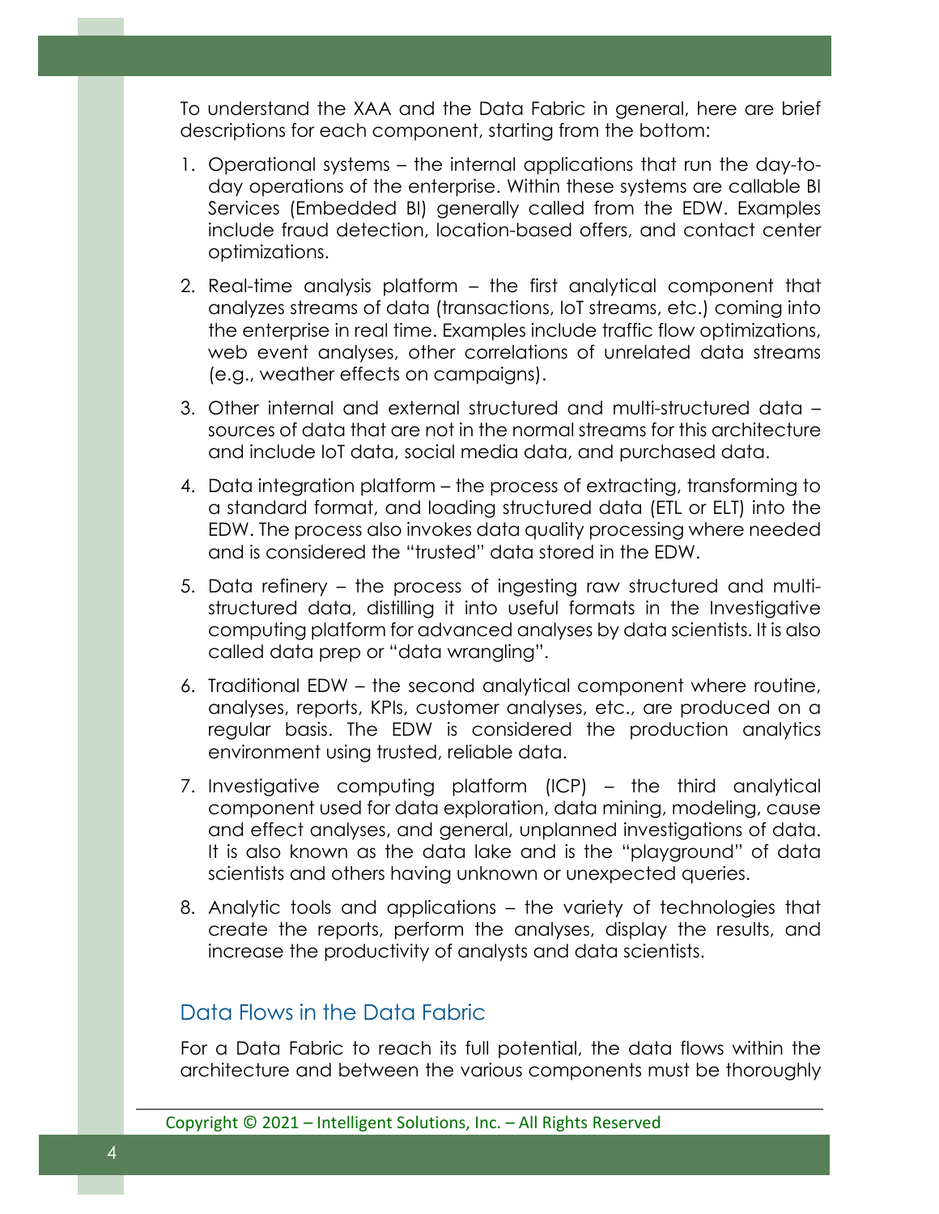To understand the XAA and the Data Fabric in general, here are brief descriptions for each component, starting from the bottom:

1. Operational systems – the internal applications that run the day-to-day operations of the enterprise. Within these systems are callable BI Services (Embedded BI) generally called from the EDW. Examples include fraud detection, location-based offers, and contact center optimizations.

2. Real-time analysis platform – the first analytical component that analyzes streams of data (transactions, IoT streams, etc.) coming into the enterprise in real time. Examples include traffic flow optimizations, web event analyses, other correlations of unrelated data streams (e.g., weather effects on campaigns).

3. Other internal and external structured and multi-structured data – sources of data that are not in the normal streams for this architecture and include IoT data, social media data, and purchased data.

4. Data integration platform – the process of extracting, transforming to a standard format, and loading structured data (ETL or ELT) into the EDW. The process also invokes data quality processing where needed and is considered the "trusted" data stored in the EDW.

5. Data refinery – the process of ingesting raw structured and multi-structured data, distilling it into useful formats in the Investigative computing platform for advanced analyses by data scientists. It is also called data prep or "data wrangling".

6. Traditional EDW – the second analytical component where routine, analyses, reports, KPIs, customer analyses, etc., are produced on a regular basis. The EDW is considered the production analytics environment using trusted, reliable data.

7. Investigative computing platform (ICP) – the third analytical component used for data exploration, data mining, modeling, cause and effect analyses, and general, unplanned investigations of data. It is also known as the data lake and is the "playground" of data scientists and others having unknown or unexpected queries.

8. Analytic tools and applications – the variety of technologies that create the reports, perform the analyses, display the results, and increase the productivity of analysts and data scientists.

## Data Flows in the Data Fabric

For a Data Fabric to reach its full potential, the data flows within the architecture and between the various components must be thoroughly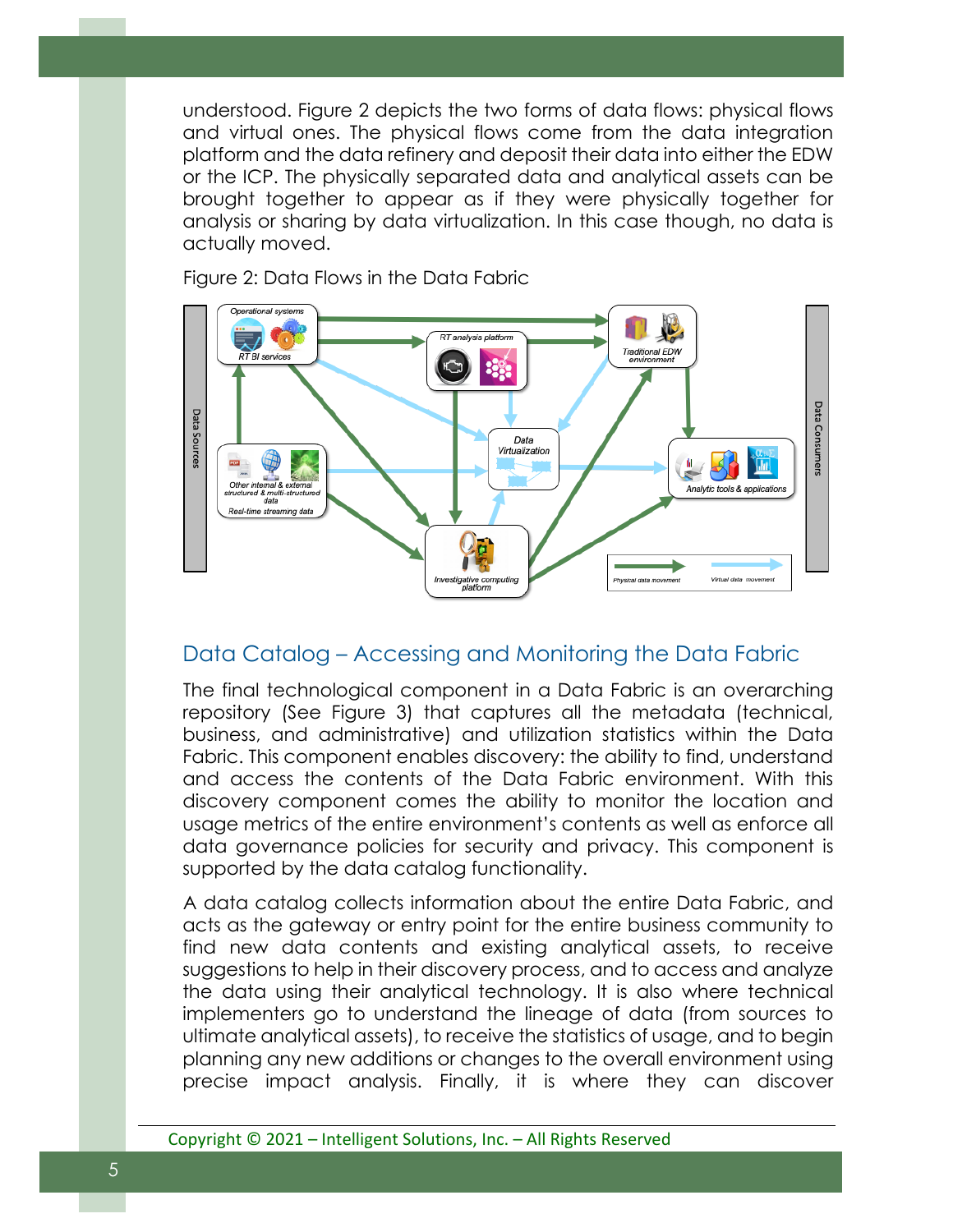understood. Figure 2 depicts the two forms of data flows: physical flows and virtual ones. The physical flows come from the data integration platform and the data refinery and deposit their data into either the EDW or the ICP. The physically separated data and analytical assets can be brought together to appear as if they were physically together for analysis or sharing by data virtualization. In this case though, no data is actually moved.

Figure 2: Data Flows in the Data Fabric

## Data Catalog – Accessing and Monitoring the Data Fabric

The final technological component in a Data Fabric is an overarching repository (See Figure 3) that captures all the metadata (technical, business, and administrative) and utilization statistics within the Data Fabric. This component enables discovery: the ability to find, understand and access the contents of the Data Fabric environment. With this discovery component comes the ability to monitor the location and usage metrics of the entire environment's contents as well as enforce all data governance policies for security and privacy. This component is supported by the data catalog functionality.

A data catalog collects information about the entire Data Fabric, and acts as the gateway or entry point for the entire business community to find new data contents and existing analytical assets, to receive suggestions to help in their discovery process, and to access and analyze the data using their analytical technology. It is also where technical implementers go to understand the lineage of data (from sources to ultimate analytical assets), to receive the statistics of usage, and to begin planning any new additions or changes to the overall environment using precise impact analysis. Finally, it is where they can discover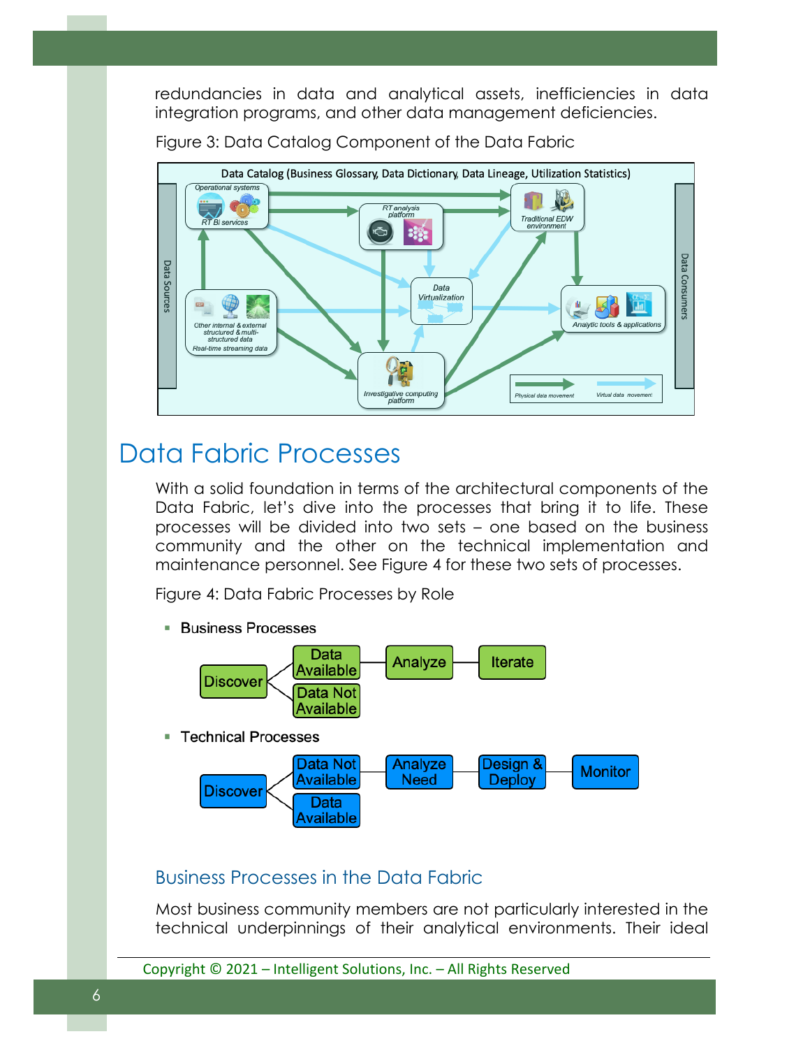redundancies in data and analytical assets, inefficiencies in data integration programs, and other data management deficiencies.

Figure 3: Data Catalog Component of the Data Fabric

# Data Fabric Processes

With a solid foundation in terms of the architectural components of the Data Fabric, let's dive into the processes that bring it to life. These processes will be divided into two sets – one based on the business community and the other on the technical implementation and maintenance personnel. See Figure 4 for these two sets of processes.

Figure 4: Data Fabric Processes by Role

- Business Processes
- Technical Processes

## Business Processes in the Data Fabric

Most business community members are not particularly interested in the technical underpinnings of their analytical environments. Their ideal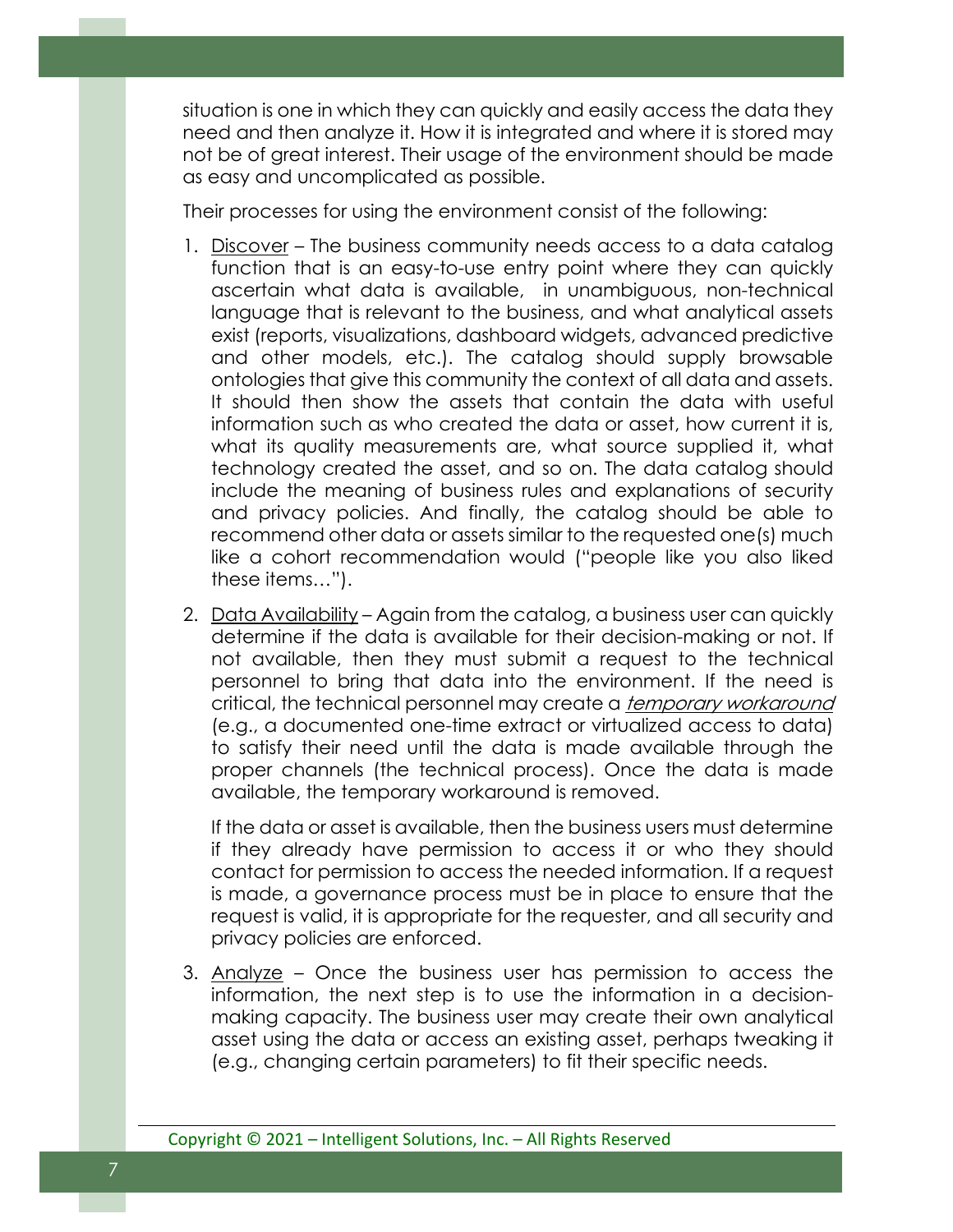situation is one in which they can quickly and easily access the data they need and then analyze it. How it is integrated and where it is stored may not be of great interest. Their usage of the environment should be made as easy and uncomplicated as possible.

Their processes for using the environment consist of the following:

1. <u>Discover</u> – The business community needs access to a data catalog function that is an easy-to-use entry point where they can quickly ascertain what data is available, in unambiguous, non-technical language that is relevant to the business, and what analytical assets exist (reports, visualizations, dashboard widgets, advanced predictive and other models, etc.). The catalog should supply browsable ontologies that give this community the context of all data and assets. It should then show the assets that contain the data with useful information such as who created the data or asset, how current it is, what its quality measurements are, what source supplied it, what technology created the asset, and so on. The data catalog should include the meaning of business rules and explanations of security and privacy policies. And finally, the catalog should be able to recommend other data or assets similar to the requested one(s) much like a cohort recommendation would ("people like you also liked these items…").

2. <u>Data Availability</u> – Again from the catalog, a business user can quickly determine if the data is available for their decision-making or not. If not available, then they must submit a request to the technical personnel to bring that data into the environment. If the need is critical, the technical personnel may create a *<u>temporary workaround</u>* (e.g., a documented one-time extract or virtualized access to data) to satisfy their need until the data is made available through the proper channels (the technical process). Once the data is made available, the temporary workaround is removed.

   If the data or asset is available, then the business users must determine if they already have permission to access it or who they should contact for permission to access the needed information. If a request is made, a governance process must be in place to ensure that the request is valid, it is appropriate for the requester, and all security and privacy policies are enforced.

3. <u>Analyze</u> – Once the business user has permission to access the information, the next step is to use the information in a decision-making capacity. The business user may create their own analytical asset using the data or access an existing asset, perhaps tweaking it (e.g., changing certain parameters) to fit their specific needs.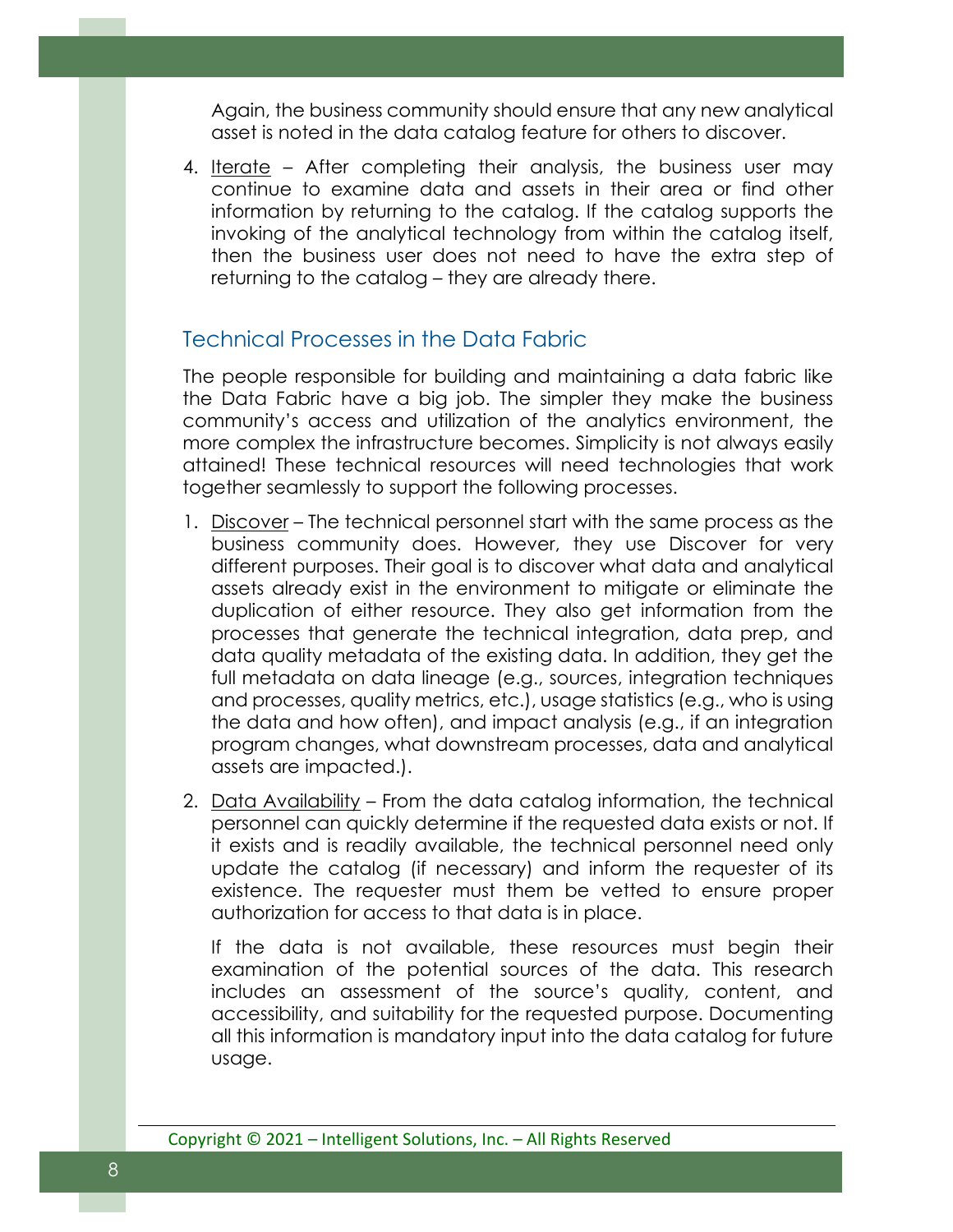Again, the business community should ensure that any new analytical asset is noted in the data catalog feature for others to discover.

4. Iterate – After completing their analysis, the business user may continue to examine data and assets in their area or find other information by returning to the catalog. If the catalog supports the invoking of the analytical technology from within the catalog itself, then the business user does not need to have the extra step of returning to the catalog – they are already there.

## Technical Processes in the Data Fabric

The people responsible for building and maintaining a data fabric like the Data Fabric have a big job. The simpler they make the business community's access and utilization of the analytics environment, the more complex the infrastructure becomes. Simplicity is not always easily attained! These technical resources will need technologies that work together seamlessly to support the following processes.

1. Discover – The technical personnel start with the same process as the business community does. However, they use Discover for very different purposes. Their goal is to discover what data and analytical assets already exist in the environment to mitigate or eliminate the duplication of either resource. They also get information from the processes that generate the technical integration, data prep, and data quality metadata of the existing data. In addition, they get the full metadata on data lineage (e.g., sources, integration techniques and processes, quality metrics, etc.), usage statistics (e.g., who is using the data and how often), and impact analysis (e.g., if an integration program changes, what downstream processes, data and analytical assets are impacted.).

2. Data Availability – From the data catalog information, the technical personnel can quickly determine if the requested data exists or not. If it exists and is readily available, the technical personnel need only update the catalog (if necessary) and inform the requester of its existence. The requester must them be vetted to ensure proper authorization for access to that data is in place.

   If the data is not available, these resources must begin their examination of the potential sources of the data. This research includes an assessment of the source's quality, content, and accessibility, and suitability for the requested purpose. Documenting all this information is mandatory input into the data catalog for future usage.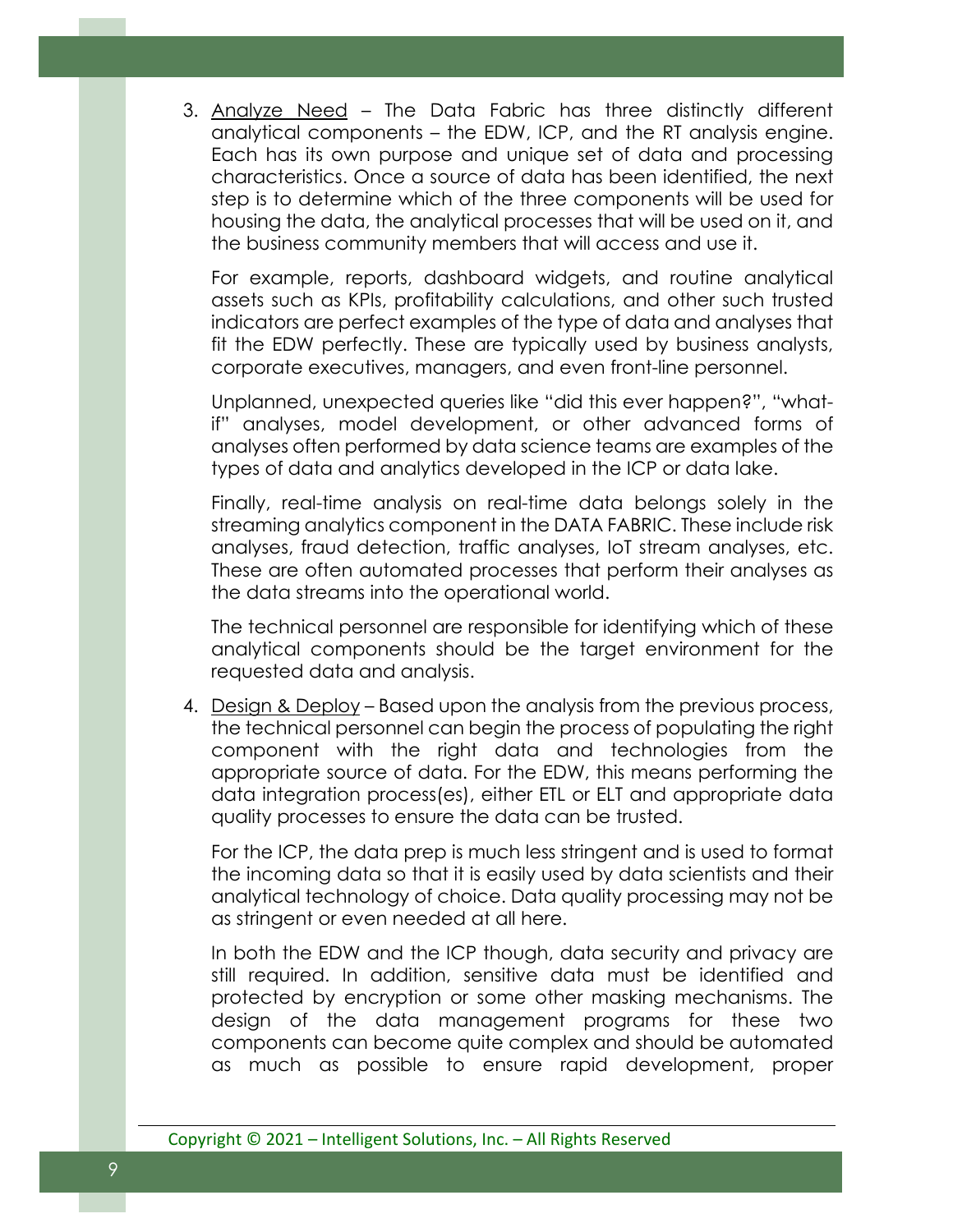3. Analyze Need – The Data Fabric has three distinctly different analytical components – the EDW, ICP, and the RT analysis engine. Each has its own purpose and unique set of data and processing characteristics. Once a source of data has been identified, the next step is to determine which of the three components will be used for housing the data, the analytical processes that will be used on it, and the business community members that will access and use it.

   For example, reports, dashboard widgets, and routine analytical assets such as KPIs, profitability calculations, and other such trusted indicators are perfect examples of the type of data and analyses that fit the EDW perfectly. These are typically used by business analysts, corporate executives, managers, and even front-line personnel.

   Unplanned, unexpected queries like "did this ever happen?", "what-if" analyses, model development, or other advanced forms of analyses often performed by data science teams are examples of the types of data and analytics developed in the ICP or data lake.

   Finally, real-time analysis on real-time data belongs solely in the streaming analytics component in the DATA FABRIC. These include risk analyses, fraud detection, traffic analyses, IoT stream analyses, etc. These are often automated processes that perform their analyses as the data streams into the operational world.

   The technical personnel are responsible for identifying which of these analytical components should be the target environment for the requested data and analysis.

4. Design & Deploy – Based upon the analysis from the previous process, the technical personnel can begin the process of populating the right component with the right data and technologies from the appropriate source of data. For the EDW, this means performing the data integration process(es), either ETL or ELT and appropriate data quality processes to ensure the data can be trusted.

   For the ICP, the data prep is much less stringent and is used to format the incoming data so that it is easily used by data scientists and their analytical technology of choice. Data quality processing may not be as stringent or even needed at all here.

   In both the EDW and the ICP though, data security and privacy are still required. In addition, sensitive data must be identified and protected by encryption or some other masking mechanisms. The design of the data management programs for these two components can become quite complex and should be automated as much as possible to ensure rapid development, proper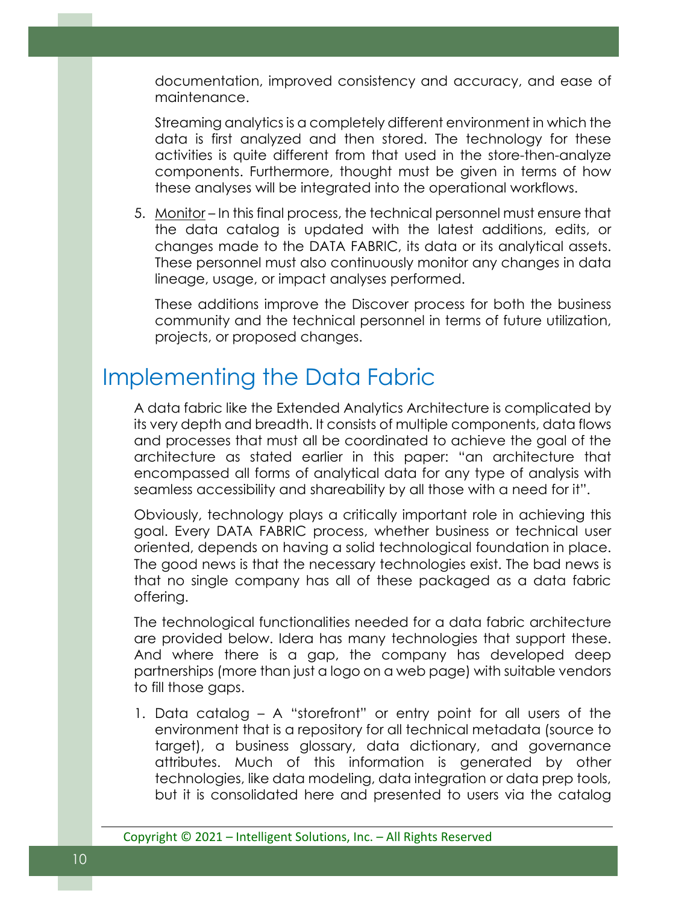documentation, improved consistency and accuracy, and ease of maintenance.

Streaming analytics is a completely different environment in which the data is first analyzed and then stored. The technology for these activities is quite different from that used in the store-then-analyze components. Furthermore, thought must be given in terms of how these analyses will be integrated into the operational workflows.

5. Monitor – In this final process, the technical personnel must ensure that the data catalog is updated with the latest additions, edits, or changes made to the DATA FABRIC, its data or its analytical assets. These personnel must also continuously monitor any changes in data lineage, usage, or impact analyses performed.

   These additions improve the Discover process for both the business community and the technical personnel in terms of future utilization, projects, or proposed changes.

# Implementing the Data Fabric

A data fabric like the Extended Analytics Architecture is complicated by its very depth and breadth. It consists of multiple components, data flows and processes that must all be coordinated to achieve the goal of the architecture as stated earlier in this paper: "an architecture that encompassed all forms of analytical data for any type of analysis with seamless accessibility and shareability by all those with a need for it".

Obviously, technology plays a critically important role in achieving this goal. Every DATA FABRIC process, whether business or technical user oriented, depends on having a solid technological foundation in place. The good news is that the necessary technologies exist. The bad news is that no single company has all of these packaged as a data fabric offering.

The technological functionalities needed for a data fabric architecture are provided below. Idera has many technologies that support these. And where there is a gap, the company has developed deep partnerships (more than just a logo on a web page) with suitable vendors to fill those gaps.

1. Data catalog – A "storefront" or entry point for all users of the environment that is a repository for all technical metadata (source to target), a business glossary, data dictionary, and governance attributes. Much of this information is generated by other technologies, like data modeling, data integration or data prep tools, but it is consolidated here and presented to users via the catalog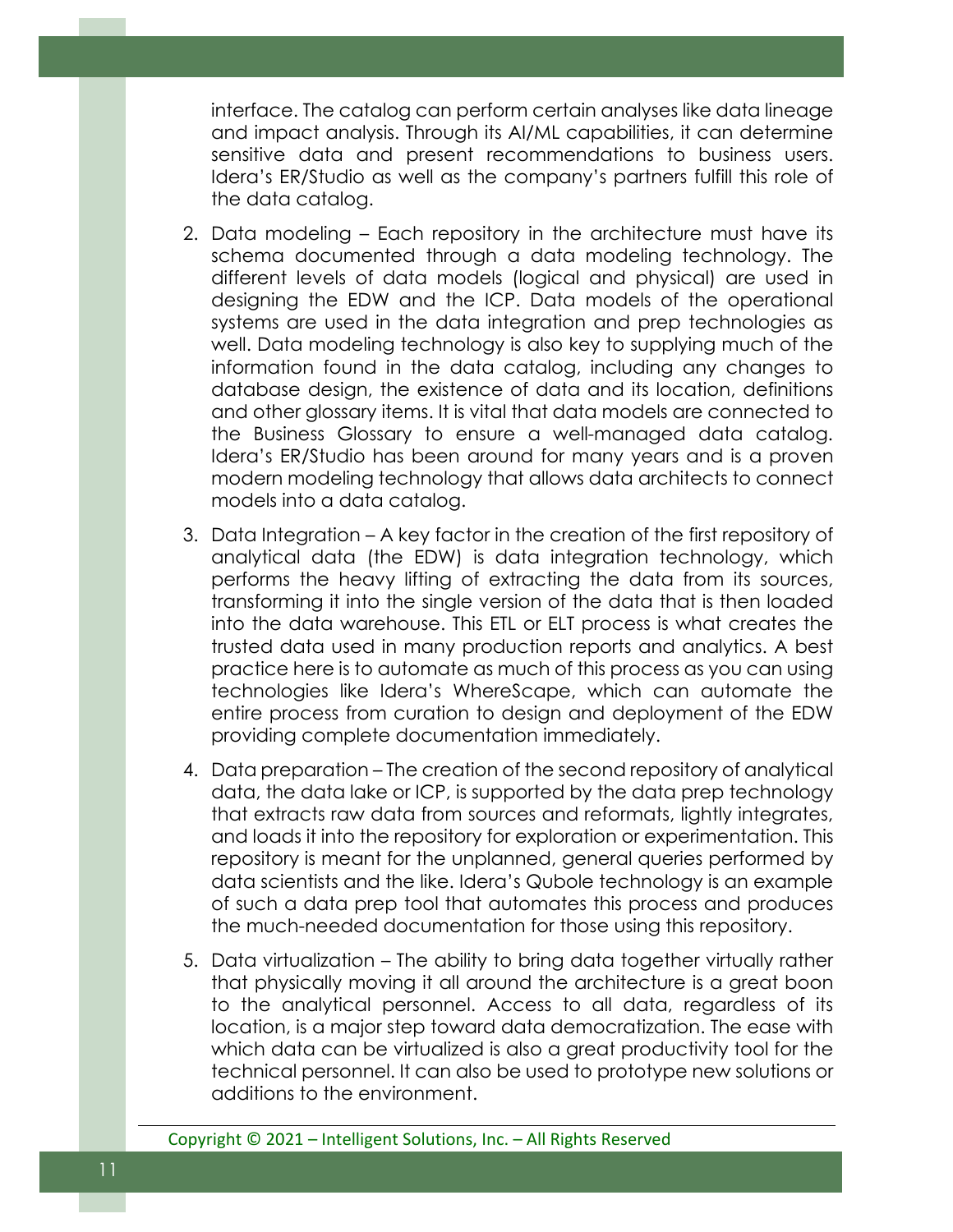interface. The catalog can perform certain analyses like data lineage and impact analysis. Through its AI/ML capabilities, it can determine sensitive data and present recommendations to business users. Idera's ER/Studio as well as the company's partners fulfill this role of the data catalog.

2. Data modeling – Each repository in the architecture must have its schema documented through a data modeling technology. The different levels of data models (logical and physical) are used in designing the EDW and the ICP. Data models of the operational systems are used in the data integration and prep technologies as well. Data modeling technology is also key to supplying much of the information found in the data catalog, including any changes to database design, the existence of data and its location, definitions and other glossary items. It is vital that data models are connected to the Business Glossary to ensure a well-managed data catalog. Idera's ER/Studio has been around for many years and is a proven modern modeling technology that allows data architects to connect models into a data catalog.

3. Data Integration – A key factor in the creation of the first repository of analytical data (the EDW) is data integration technology, which performs the heavy lifting of extracting the data from its sources, transforming it into the single version of the data that is then loaded into the data warehouse. This ETL or ELT process is what creates the trusted data used in many production reports and analytics. A best practice here is to automate as much of this process as you can using technologies like Idera's WhereScape, which can automate the entire process from curation to design and deployment of the EDW providing complete documentation immediately.

4. Data preparation – The creation of the second repository of analytical data, the data lake or ICP, is supported by the data prep technology that extracts raw data from sources and reformats, lightly integrates, and loads it into the repository for exploration or experimentation. This repository is meant for the unplanned, general queries performed by data scientists and the like. Idera's Qubole technology is an example of such a data prep tool that automates this process and produces the much-needed documentation for those using this repository.

5. Data virtualization – The ability to bring data together virtually rather that physically moving it all around the architecture is a great boon to the analytical personnel. Access to all data, regardless of its location, is a major step toward data democratization. The ease with which data can be virtualized is also a great productivity tool for the technical personnel. It can also be used to prototype new solutions or additions to the environment.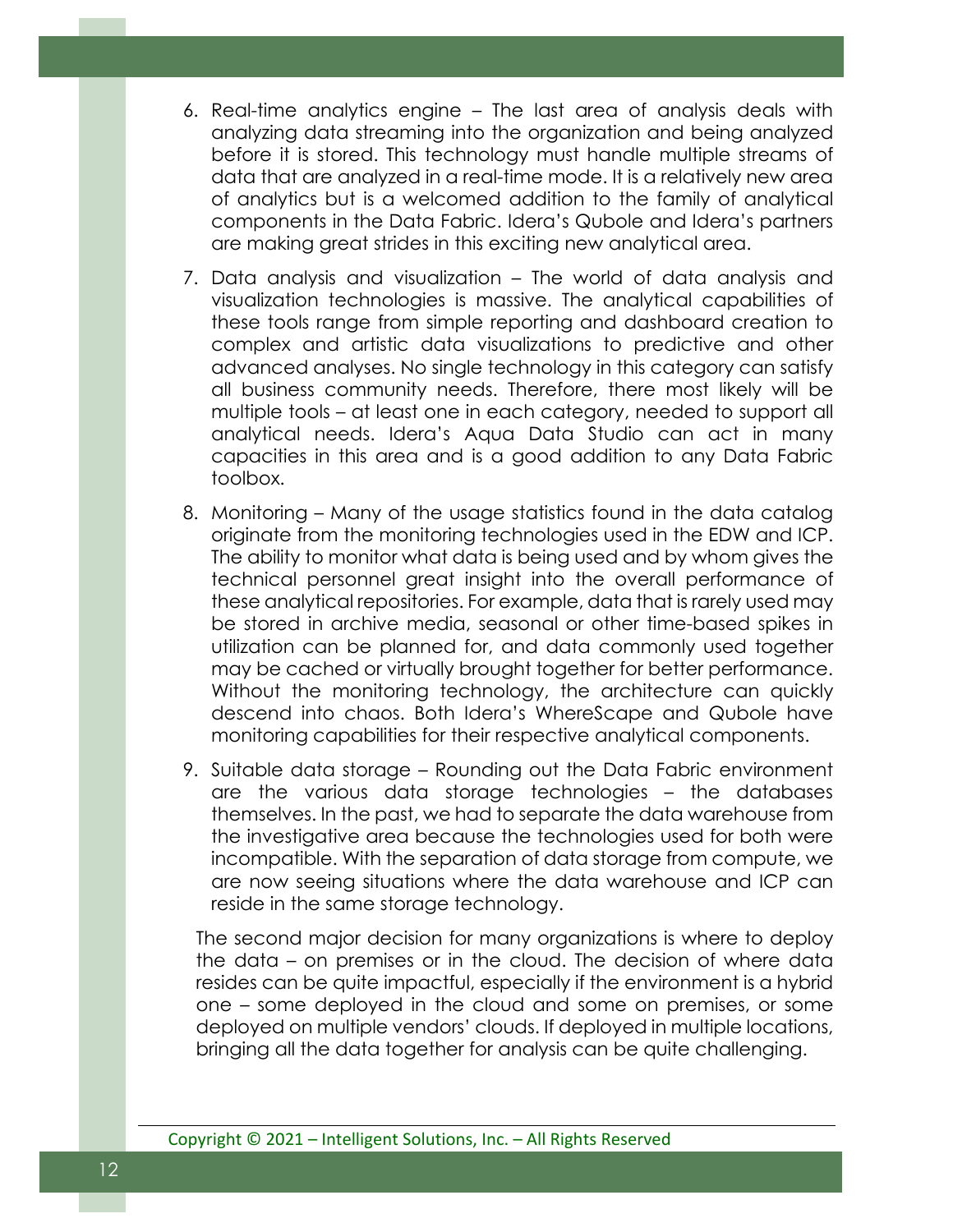6. Real-time analytics engine – The last area of analysis deals with analyzing data streaming into the organization and being analyzed before it is stored. This technology must handle multiple streams of data that are analyzed in a real-time mode. It is a relatively new area of analytics but is a welcomed addition to the family of analytical components in the Data Fabric. Idera's Qubole and Idera's partners are making great strides in this exciting new analytical area.

7. Data analysis and visualization – The world of data analysis and visualization technologies is massive. The analytical capabilities of these tools range from simple reporting and dashboard creation to complex and artistic data visualizations to predictive and other advanced analyses. No single technology in this category can satisfy all business community needs. Therefore, there most likely will be multiple tools – at least one in each category, needed to support all analytical needs. Idera's Aqua Data Studio can act in many capacities in this area and is a good addition to any Data Fabric toolbox.

8. Monitoring – Many of the usage statistics found in the data catalog originate from the monitoring technologies used in the EDW and ICP. The ability to monitor what data is being used and by whom gives the technical personnel great insight into the overall performance of these analytical repositories. For example, data that is rarely used may be stored in archive media, seasonal or other time-based spikes in utilization can be planned for, and data commonly used together may be cached or virtually brought together for better performance. Without the monitoring technology, the architecture can quickly descend into chaos. Both Idera's WhereScape and Qubole have monitoring capabilities for their respective analytical components.

9. Suitable data storage – Rounding out the Data Fabric environment are the various data storage technologies – the databases themselves. In the past, we had to separate the data warehouse from the investigative area because the technologies used for both were incompatible. With the separation of data storage from compute, we are now seeing situations where the data warehouse and ICP can reside in the same storage technology.

The second major decision for many organizations is where to deploy the data – on premises or in the cloud. The decision of where data resides can be quite impactful, especially if the environment is a hybrid one – some deployed in the cloud and some on premises, or some deployed on multiple vendors' clouds. If deployed in multiple locations, bringing all the data together for analysis can be quite challenging.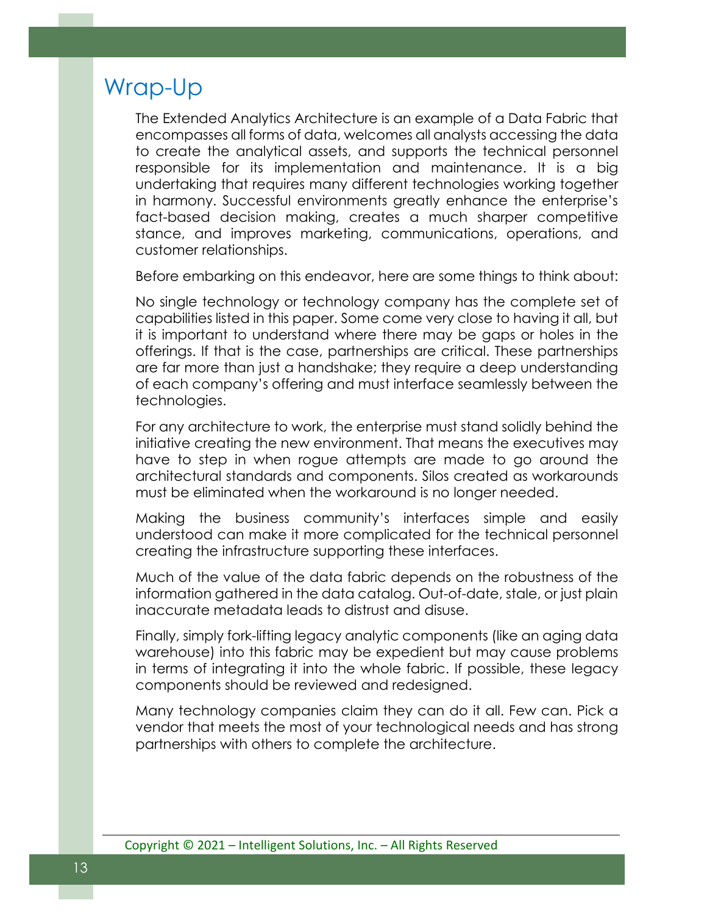## Wrap-Up

The Extended Analytics Architecture is an example of a Data Fabric that encompasses all forms of data, welcomes all analysts accessing the data to create the analytical assets, and supports the technical personnel responsible for its implementation and maintenance. It is a big undertaking that requires many different technologies working together in harmony. Successful environments greatly enhance the enterprise's fact-based decision making, creates a much sharper competitive stance, and improves marketing, communications, operations, and customer relationships.

Before embarking on this endeavor, here are some things to think about:

No single technology or technology company has the complete set of capabilities listed in this paper. Some come very close to having it all, but it is important to understand where there may be gaps or holes in the offerings. If that is the case, partnerships are critical. These partnerships are far more than just a handshake; they require a deep understanding of each company's offering and must interface seamlessly between the technologies.

For any architecture to work, the enterprise must stand solidly behind the initiative creating the new environment. That means the executives may have to step in when rogue attempts are made to go around the architectural standards and components. Silos created as workarounds must be eliminated when the workaround is no longer needed.

Making the business community's interfaces simple and easily understood can make it more complicated for the technical personnel creating the infrastructure supporting these interfaces.

Much of the value of the data fabric depends on the robustness of the information gathered in the data catalog. Out-of-date, stale, or just plain inaccurate metadata leads to distrust and disuse.

Finally, simply fork-lifting legacy analytic components (like an aging data warehouse) into this fabric may be expedient but may cause problems in terms of integrating it into the whole fabric. If possible, these legacy components should be reviewed and redesigned.

Many technology companies claim they can do it all. Few can. Pick a vendor that meets the most of your technological needs and has strong partnerships with others to complete the architecture.